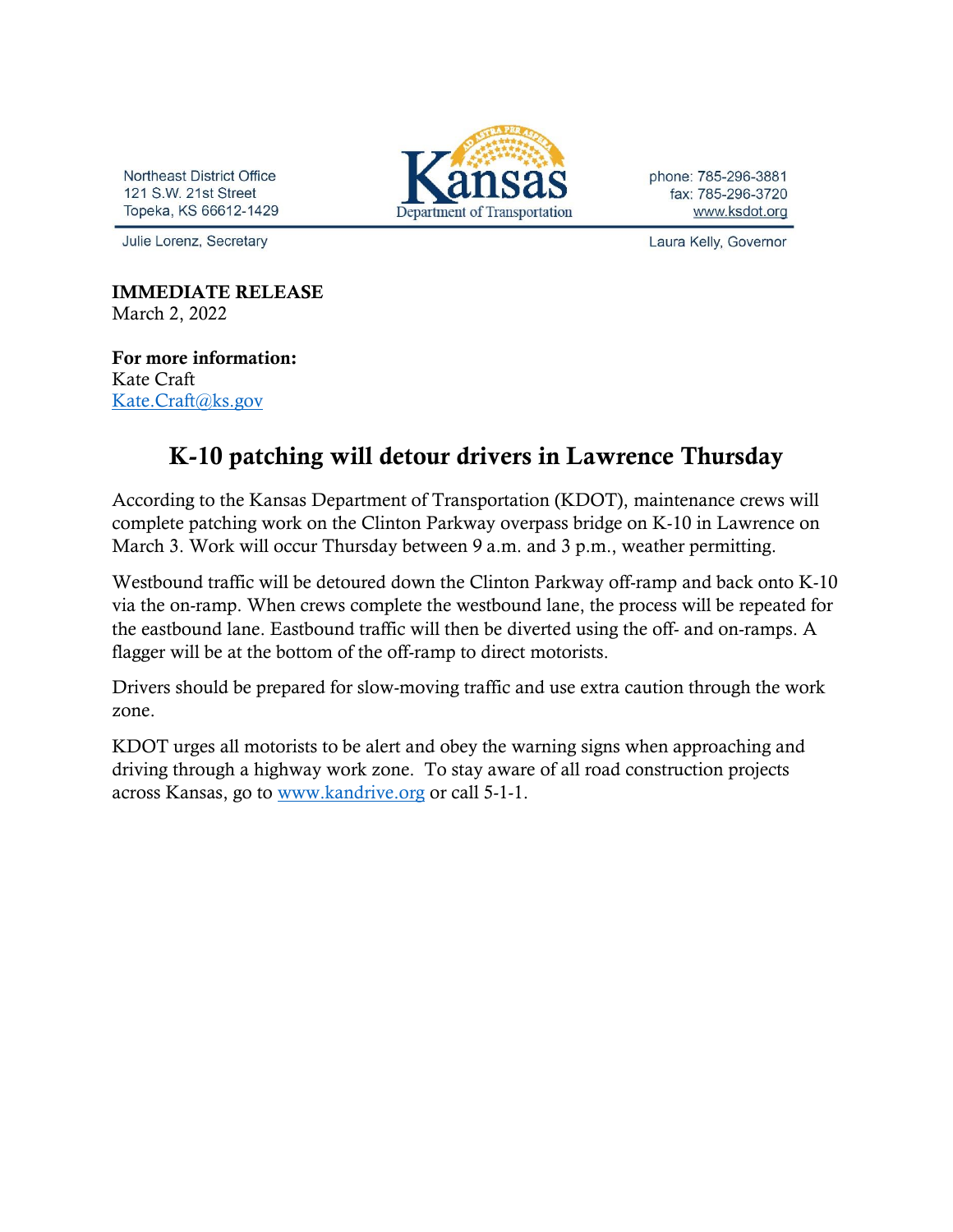Northeast District Office
121 S.W. 21st Street
Topeka, KS 66612-1429

Kansas Department of Transportation

phone: 785-296-3881
fax: 785-296-3720
www.ksdot.org

Julie Lorenz, Secretary

Laura Kelly, Governor

**IMMEDIATE RELEASE**
March 2, 2022

**For more information:**
Kate Craft
Kate.Craft@ks.gov

# K-10 patching will detour drivers in Lawrence Thursday

According to the Kansas Department of Transportation (KDOT), maintenance crews will complete patching work on the Clinton Parkway overpass bridge on K-10 in Lawrence on March 3. Work will occur Thursday between 9 a.m. and 3 p.m., weather permitting.

Westbound traffic will be detoured down the Clinton Parkway off-ramp and back onto K-10 via the on-ramp. When crews complete the westbound lane, the process will be repeated for the eastbound lane. Eastbound traffic will then be diverted using the off- and on-ramps. A flagger will be at the bottom of the off-ramp to direct motorists.

Drivers should be prepared for slow-moving traffic and use extra caution through the work zone.

KDOT urges all motorists to be alert and obey the warning signs when approaching and driving through a highway work zone. To stay aware of all road construction projects across Kansas, go to www.kandrive.org or call 5-1-1.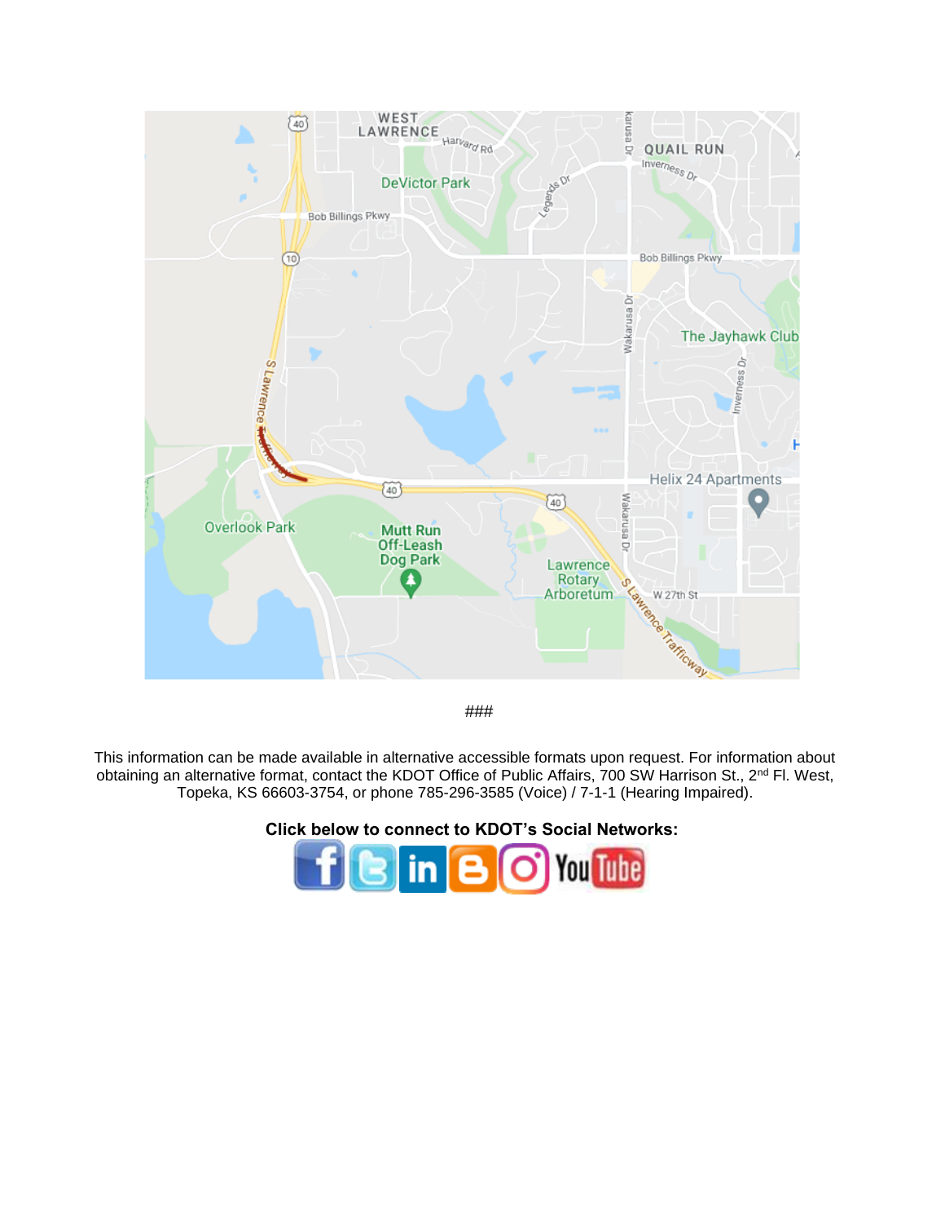###

This information can be made available in alternative accessible formats upon request. For information about obtaining an alternative format, contact the KDOT Office of Public Affairs, 700 SW Harrison St., 2nd Fl. West, Topeka, KS 66603-3754, or phone 785-296-3585 (Voice) / 7-1-1 (Hearing Impaired).

**Click below to connect to KDOT's Social Networks:**